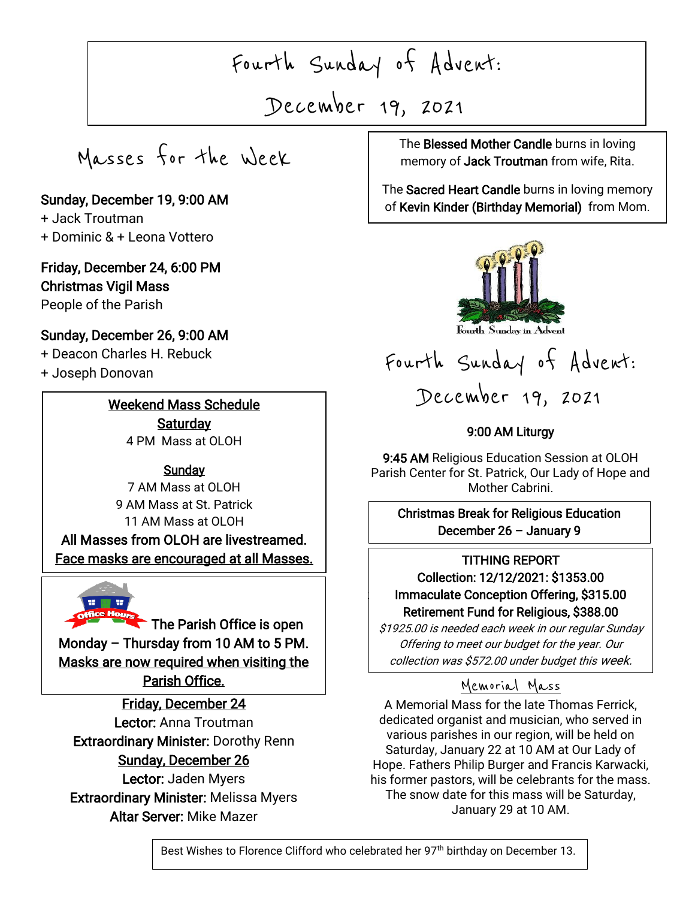# Fourth Sunday of Advent:

# December 19, 2021

## Masses for the Week

**Sunday, December 19, 9:00 AM**
+ Jack Troutman
+ Dominic & + Leona Vottero

**Friday, December 24, 6:00 PM**
**Christmas Vigil Mass**
People of the Parish

**Sunday, December 26, 9:00 AM**
+ Deacon Charles H. Rebuck
+ Joseph Donovan

**Weekend Mass Schedule**

**Saturday**
4 PM Mass at OLOH

**Sunday**
7 AM Mass at OLOH
9 AM Mass at St. Patrick
11 AM Mass at OLOH

**All Masses from OLOH are livestreamed.**
**Face masks are encouraged at all Masses.**

Office Hours

**The Parish Office is open Monday – Thursday from 10 AM to 5 PM.**
**Masks are now required when visiting the Parish Office.**

**Friday, December 24**
**Lector:** Anna Troutman
**Extraordinary Minister:** Dorothy Renn

**Sunday, December 26**
**Lector:** Jaden Myers
**Extraordinary Minister:** Melissa Myers
**Altar Server:** Mike Mazer

The **Blessed Mother Candle** burns in loving memory of **Jack Troutman** from wife, Rita.

The **Sacred Heart Candle** burns in loving memory of **Kevin Kinder (Birthday Memorial)** from Mom.

Fourth Sunday in Advent

## Fourth Sunday of Advent:
## December 19, 2021

**9:00 AM Liturgy**

**9:45 AM** Religious Education Session at OLOH Parish Center for St. Patrick, Our Lady of Hope and Mother Cabrini.

**Christmas Break for Religious Education**
**December 26 – January 9**

**TITHING REPORT**
**Collection: 12/12/2021: $1353.00**
**Immaculate Conception Offering, $315.00**
**Retirement Fund for Religious, $388.00**
*$1925.00 is needed each week in our regular Sunday Offering to meet our budget for the year. Our collection was $572.00 under budget this week.*

## Memorial Mass

A Memorial Mass for the late Thomas Ferrick, dedicated organist and musician, who served in various parishes in our region, will be held on Saturday, January 22 at 10 AM at Our Lady of Hope. Fathers Philip Burger and Francis Karwacki, his former pastors, will be celebrants for the mass. The snow date for this mass will be Saturday, January 29 at 10 AM.

Best Wishes to Florence Clifford who celebrated her 97th birthday on December 13.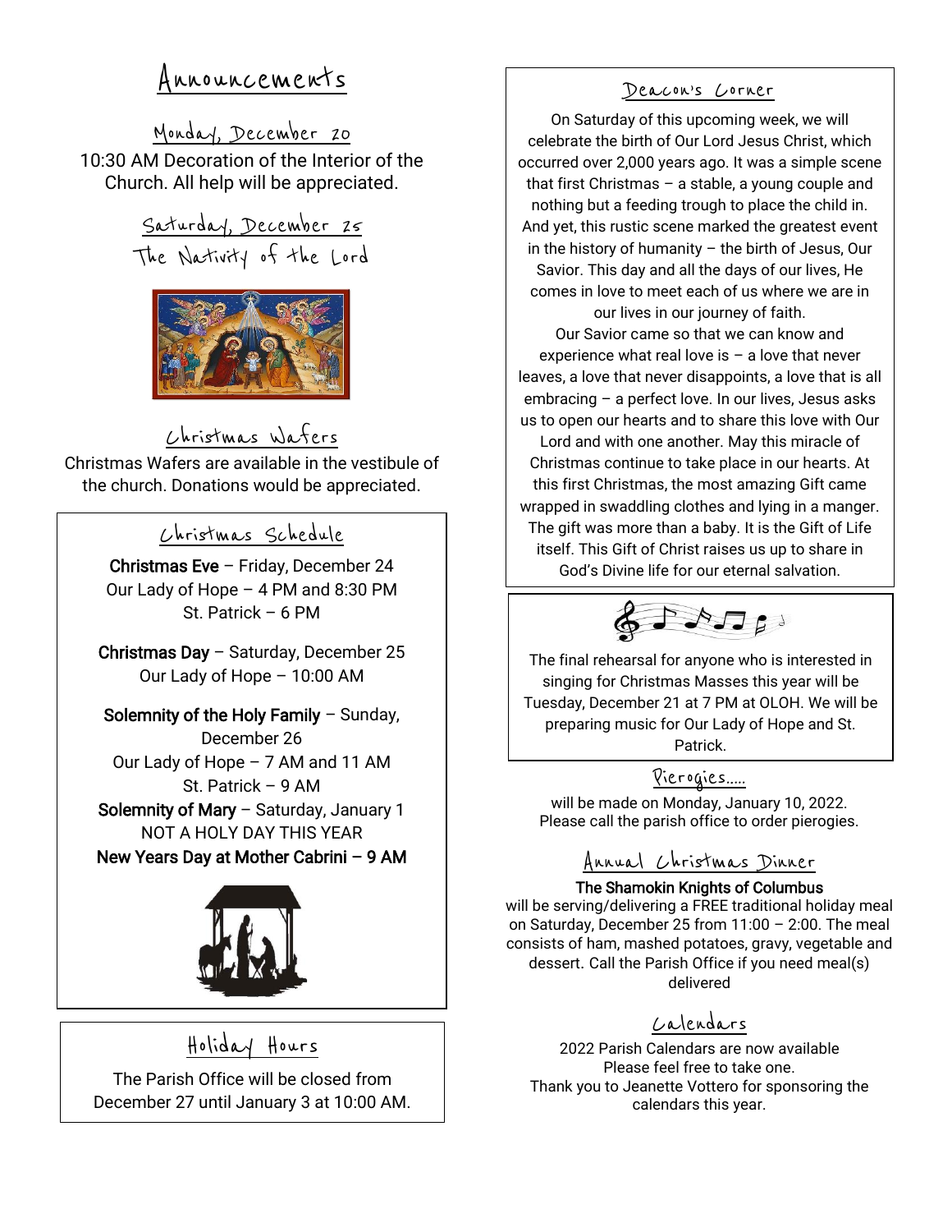# Announcements

## Monday, December 20

10:30 AM Decoration of the Interior of the Church. All help will be appreciated.

## Saturday, December 25

### The Nativity of the Lord

## Christmas Wafers

Christmas Wafers are available in the vestibule of the church. Donations would be appreciated.

## Christmas Schedule

**Christmas Eve** – Friday, December 24
Our Lady of Hope – 4 PM and 8:30 PM
St. Patrick – 6 PM

**Christmas Day** – Saturday, December 25
Our Lady of Hope – 10:00 AM

**Solemnity of the Holy Family** – Sunday, December 26
Our Lady of Hope – 7 AM and 11 AM
St. Patrick – 9 AM

**Solemnity of Mary** – Saturday, January 1
NOT A HOLY DAY THIS YEAR
**New Years Day at Mother Cabrini – 9 AM**

## Holiday Hours

The Parish Office will be closed from December 27 until January 3 at 10:00 AM.

## Deacon's Corner

On Saturday of this upcoming week, we will celebrate the birth of Our Lord Jesus Christ, which occurred over 2,000 years ago. It was a simple scene that first Christmas – a stable, a young couple and nothing but a feeding trough to place the child in. And yet, this rustic scene marked the greatest event in the history of humanity – the birth of Jesus, Our Savior. This day and all the days of our lives, He comes in love to meet each of us where we are in our lives in our journey of faith.

Our Savior came so that we can know and experience what real love is – a love that never leaves, a love that never disappoints, a love that is all embracing – a perfect love. In our lives, Jesus asks us to open our hearts and to share this love with Our Lord and with one another. May this miracle of Christmas continue to take place in our hearts. At this first Christmas, the most amazing Gift came wrapped in swaddling clothes and lying in a manger. The gift was more than a baby. It is the Gift of Life itself. This Gift of Christ raises us up to share in God's Divine life for our eternal salvation.

The final rehearsal for anyone who is interested in singing for Christmas Masses this year will be Tuesday, December 21 at 7 PM at OLOH. We will be preparing music for Our Lady of Hope and St. Patrick.

## Pierogies.....

will be made on Monday, January 10, 2022. Please call the parish office to order pierogies.

## Annual Christmas Dinner

**The Shamokin Knights of Columbus**
will be serving/delivering a FREE traditional holiday meal on Saturday, December 25 from 11:00 – 2:00. The meal consists of ham, mashed potatoes, gravy, vegetable and dessert. Call the Parish Office if you need meal(s) delivered

## Calendars

2022 Parish Calendars are now available
Please feel free to take one.
Thank you to Jeanette Vottero for sponsoring the calendars this year.